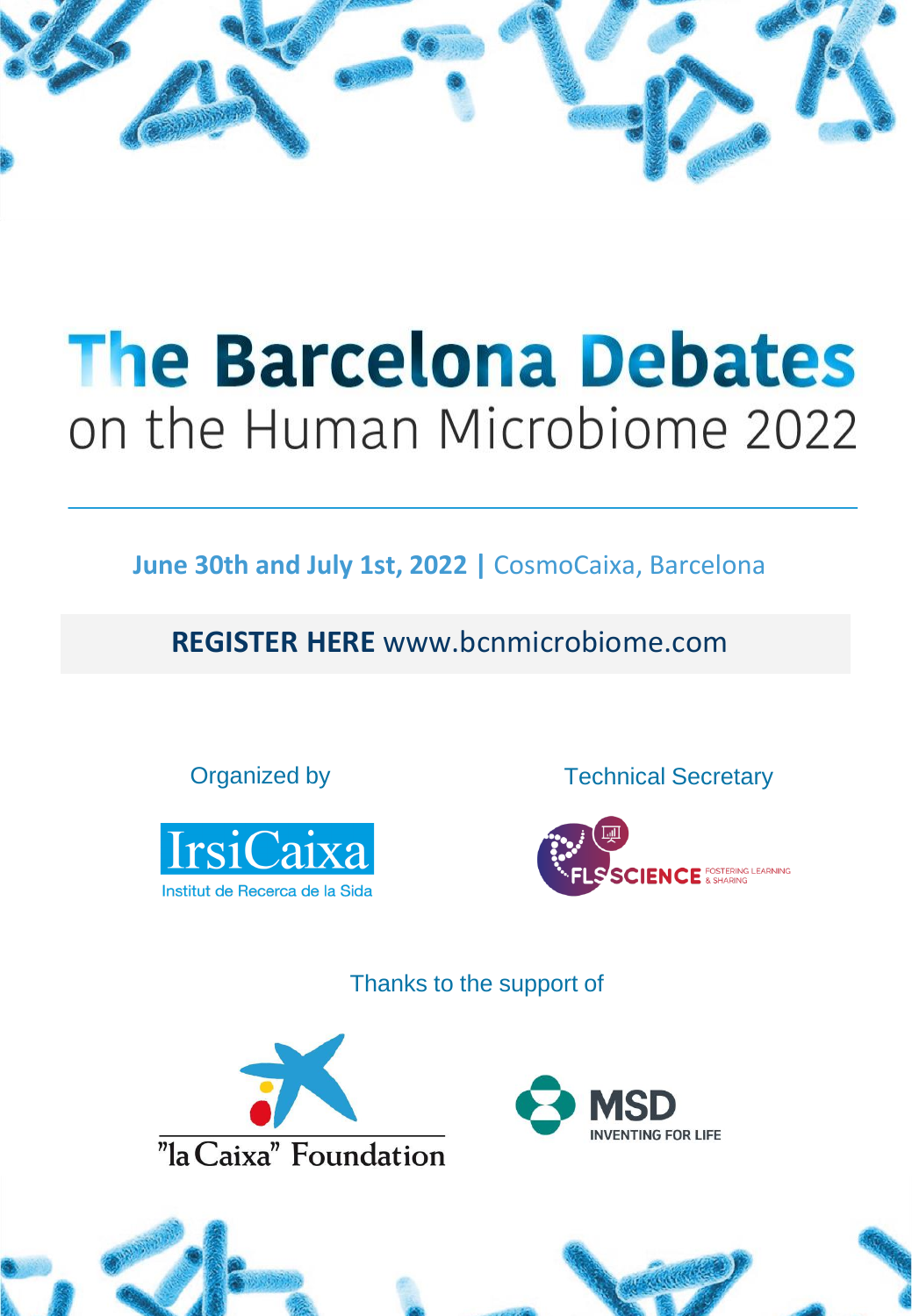# The Barcelona Debates

## on the Human Microbiome 2022

---

**June 30th and July 1st, 2022 |** CosmoCaixa, Barcelona

**REGISTER HERE** www.bcnmicrobiome.com

Organized by

IrsiCaixa
Institut de Recerca de la Sida

Technical Secretary

FLS SCIENCE FOSTERING LEARNING & SHARING

Thanks to the support of

"la Caixa" Foundation

MSD INVENTING FOR LIFE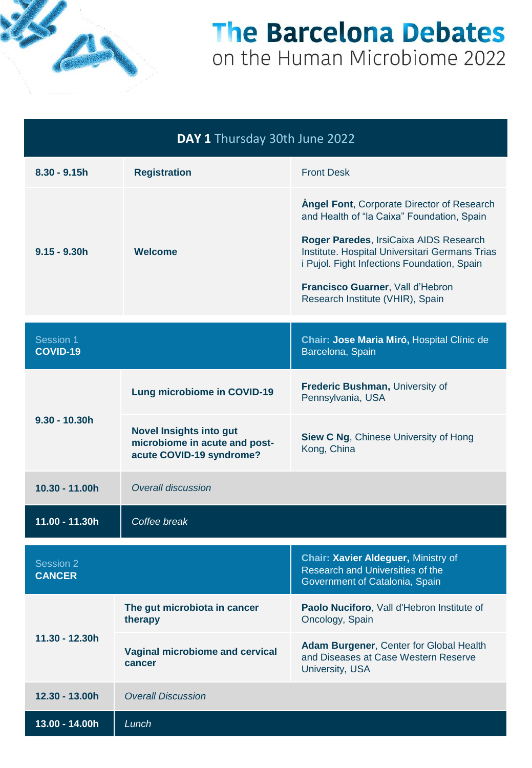# The Barcelona Debates
on the Human Microbiome 2022

## DAY 1 Thursday 30th June 2022

| Time | Topic | Speaker |
|---|---|---|
| 8.30 - 9.15h | **Registration** | Front Desk |
| 9.15 - 9.30h | **Welcome** | **Àngel Font**, Corporate Director of Research and Health of "la Caixa" Foundation, Spain<br><br>**Roger Paredes**, IrsiCaixa AIDS Research Institute. Hospital Universitari Germans Trias i Pujol. Fight Infections Foundation, Spain<br><br>**Francisco Guarner**, Vall d'Hebron Research Institute (VHIR), Spain |
| Session 1<br>**COVID-19** | | Chair: **Jose Maria Miró,** Hospital Clínic de Barcelona, Spain |
| 9.30 - 10.30h | **Lung microbiome in COVID-19** | **Frederic Bushman,** University of Pennsylvania, USA |
| | **Novel Insights into gut microbiome in acute and post-acute COVID-19 syndrome?** | **Siew C Ng**, Chinese University of Hong Kong, China |
| 10.30 - 11.00h | *Overall discussion* | |
| 11.00 - 11.30h | *Coffee break* | |
| Session 2<br>**CANCER** | | Chair: **Xavier Aldeguer,** Ministry of Research and Universities of the Government of Catalonia, Spain |
| 11.30 - 12.30h | **The gut microbiota in cancer therapy** | **Paolo Nuciforo**, Vall d'Hebron Institute of Oncology, Spain |
| | **Vaginal microbiome and cervical cancer** | **Adam Burgener**, Center for Global Health and Diseases at Case Western Reserve University, USA |
| 12.30 - 13.00h | *Overall Discussion* | |
| 13.00 - 14.00h | *Lunch* | |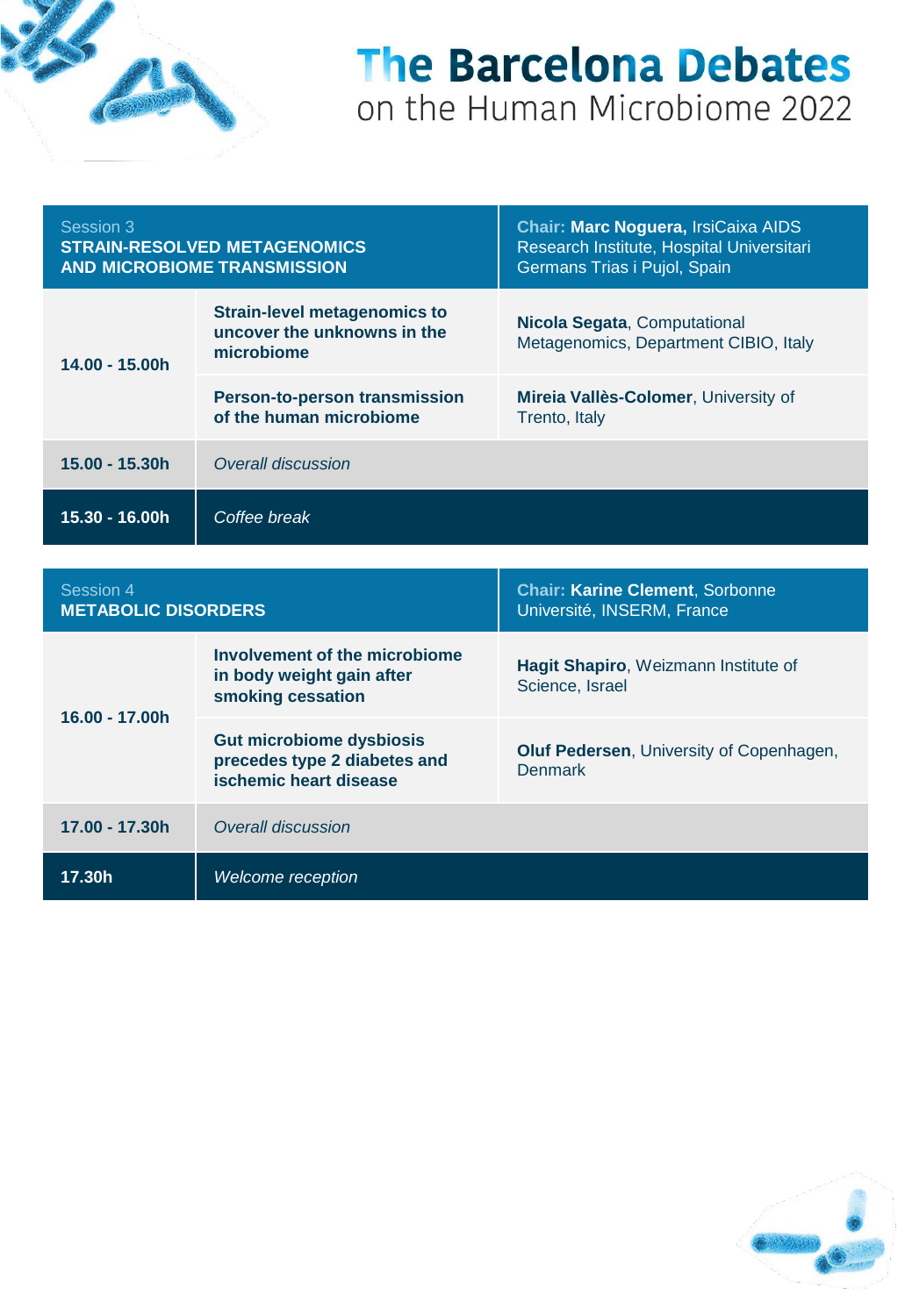# The Barcelona Debates on the Human Microbiome 2022

| Session 3 **STRAIN-RESOLVED METAGENOMICS AND MICROBIOME TRANSMISSION** | | **Chair: Marc Noguera,** IrsiCaixa AIDS Research Institute, Hospital Universitari Germans Trias i Pujol, Spain |
|---|---|---|
| **14.00 - 15.00h** | **Strain-level metagenomics to uncover the unknowns in the microbiome** | **Nicola Segata**, Computational Metagenomics, Department CIBIO, Italy |
| | **Person-to-person transmission of the human microbiome** | **Mireia Vallès-Colomer**, University of Trento, Italy |
| **15.00 - 15.30h** | *Overall discussion* | |
| **15.30 - 16.00h** | *Coffee break* | |

| Session 4 **METABOLIC DISORDERS** | | **Chair: Karine Clement**, Sorbonne Université, INSERM, France |
|---|---|---|
| **16.00 - 17.00h** | **Involvement of the microbiome in body weight gain after smoking cessation** | **Hagit Shapiro**, Weizmann Institute of Science, Israel |
| | **Gut microbiome dysbiosis precedes type 2 diabetes and ischemic heart disease** | **Oluf Pedersen**, University of Copenhagen, Denmark |
| **17.00 - 17.30h** | *Overall discussion* | |
| **17.30h** | *Welcome reception* | |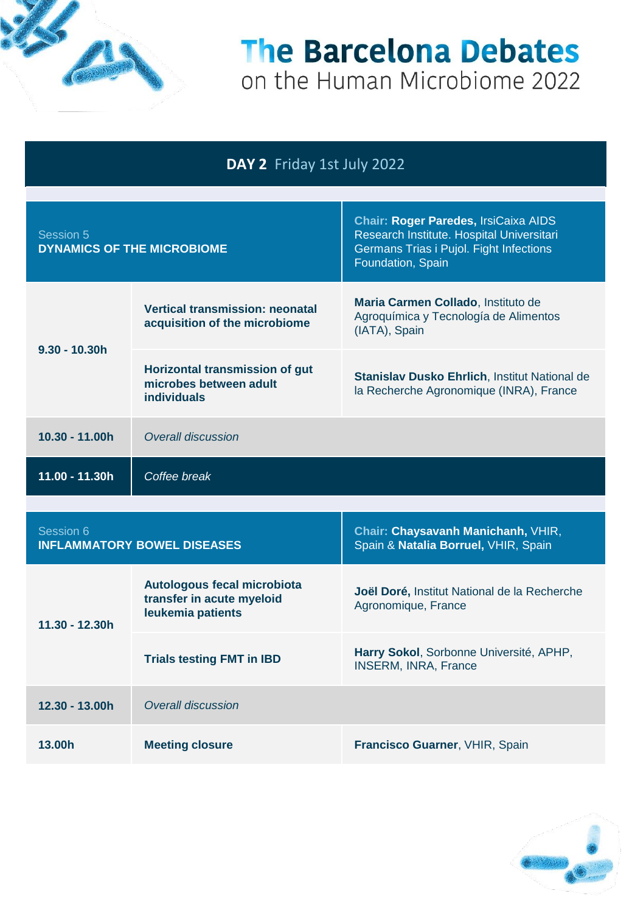# The Barcelona Debates on the Human Microbiome 2022

## DAY 2 Friday 1st July 2022

| Session 5 **DYNAMICS OF THE MICROBIOME** | | Chair: **Roger Paredes,** IrsiCaixa AIDS Research Institute. Hospital Universitari Germans Trias i Pujol. Fight Infections Foundation, Spain |
|---|---|---|
| **9.30 - 10.30h** | **Vertical transmission: neonatal acquisition of the microbiome** | **Maria Carmen Collado**, Instituto de Agroquímica y Tecnología de Alimentos (IATA), Spain |
| | **Horizontal transmission of gut microbes between adult individuals** | **Stanislav Dusko Ehrlich**, Institut National de la Recherche Agronomique (INRA), France |
| **10.30 - 11.00h** | *Overall discussion* | |
| **11.00 - 11.30h** | *Coffee break* | |
| Session 6 **INFLAMMATORY BOWEL DISEASES** | | Chair: **Chaysavanh Manichanh,** VHIR, Spain & **Natalia Borruel,** VHIR, Spain |
| **11.30 - 12.30h** | **Autologous fecal microbiota transfer in acute myeloid leukemia patients** | **Joël Doré,** Institut National de la Recherche Agronomique, France |
| | **Trials testing FMT in IBD** | **Harry Sokol**, Sorbonne Université, APHP, INSERM, INRA, France |
| **12.30 - 13.00h** | *Overall discussion* | |
| **13.00h** | **Meeting closure** | **Francisco Guarner**, VHIR, Spain |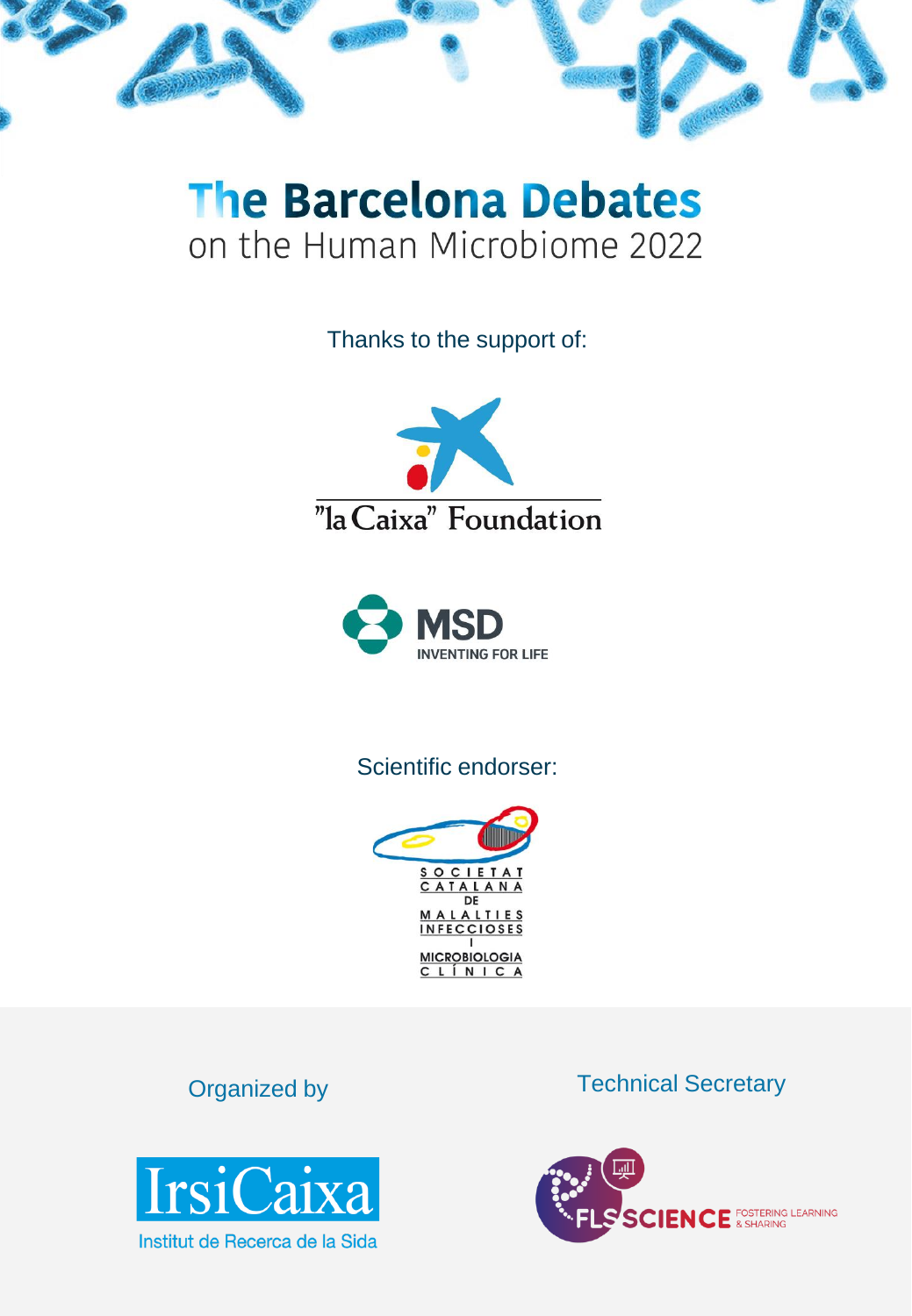# The Barcelona Debates
## on the Human Microbiome 2022

Thanks to the support of:

"la Caixa" Foundation

MSD
INVENTING FOR LIFE

Scientific endorser:

SOCIETAT CATALANA DE MALALTIES INFECCIOSES I MICROBIOLOGIA CLÍNICA

Organized by

IrsiCaixa
Institut de Recerca de la Sida

Technical Secretary

FLS SCIENCE FOSTERING LEARNING & SHARING